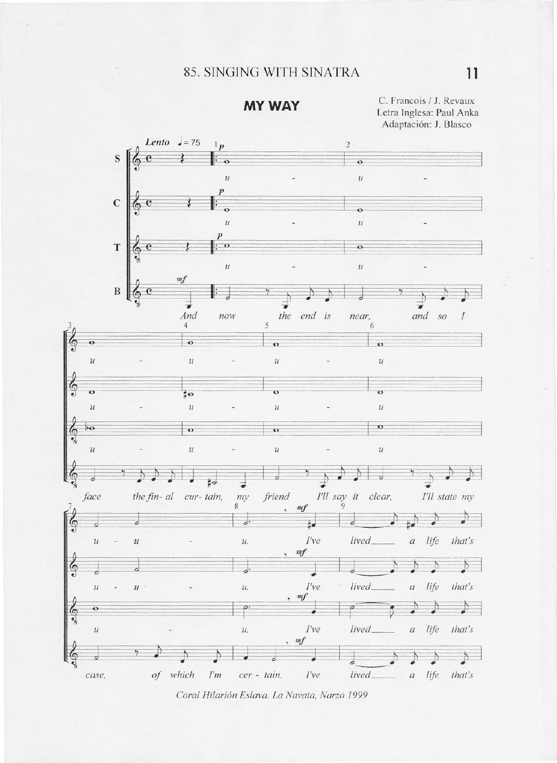# MY WAY

C. Francois / J. Revaux
Letra Inglesa: Paul Anka
Adaptación: J. Blasco

*Coral Hilarión Eslava. La Navata, Narzo 1999*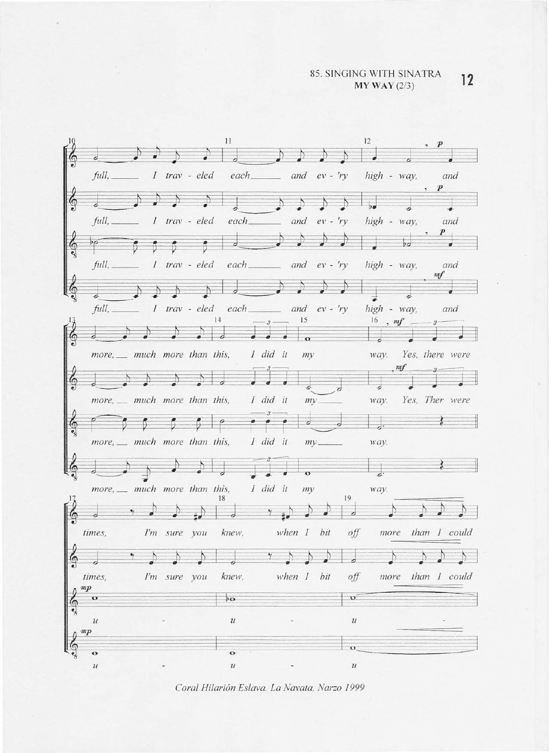*Coral Hilarión Eslava. La Navata, Narzo 1999*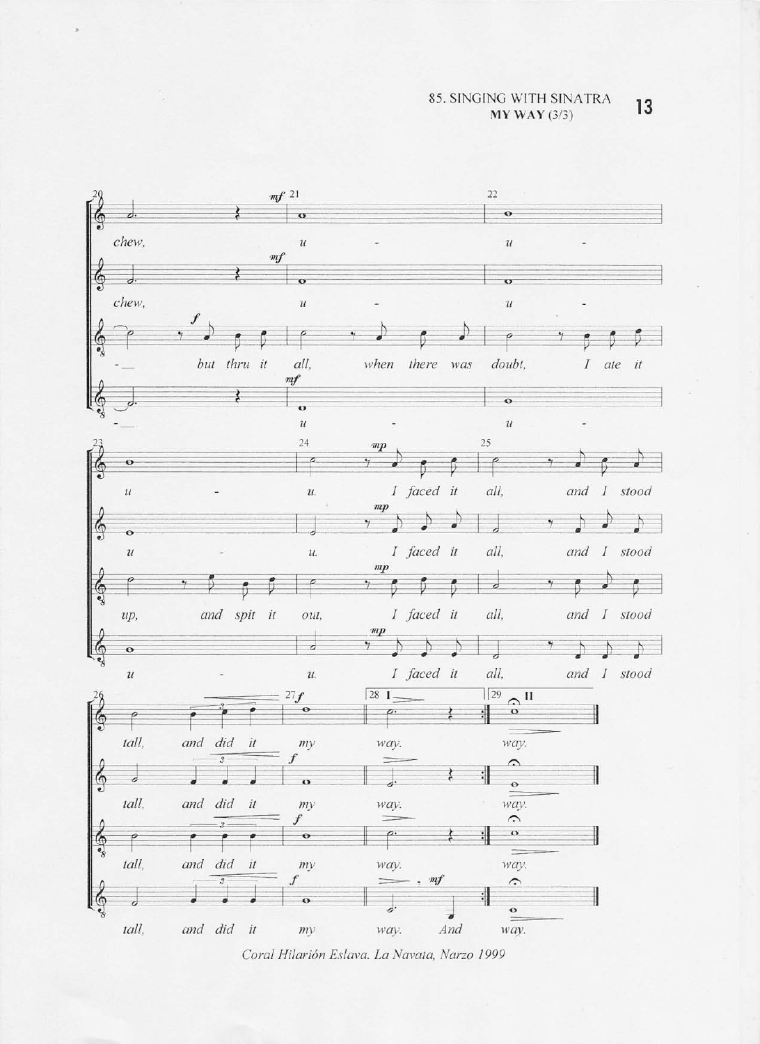*Coral Hilarión Eslava. La Navata, Narzo 1999*